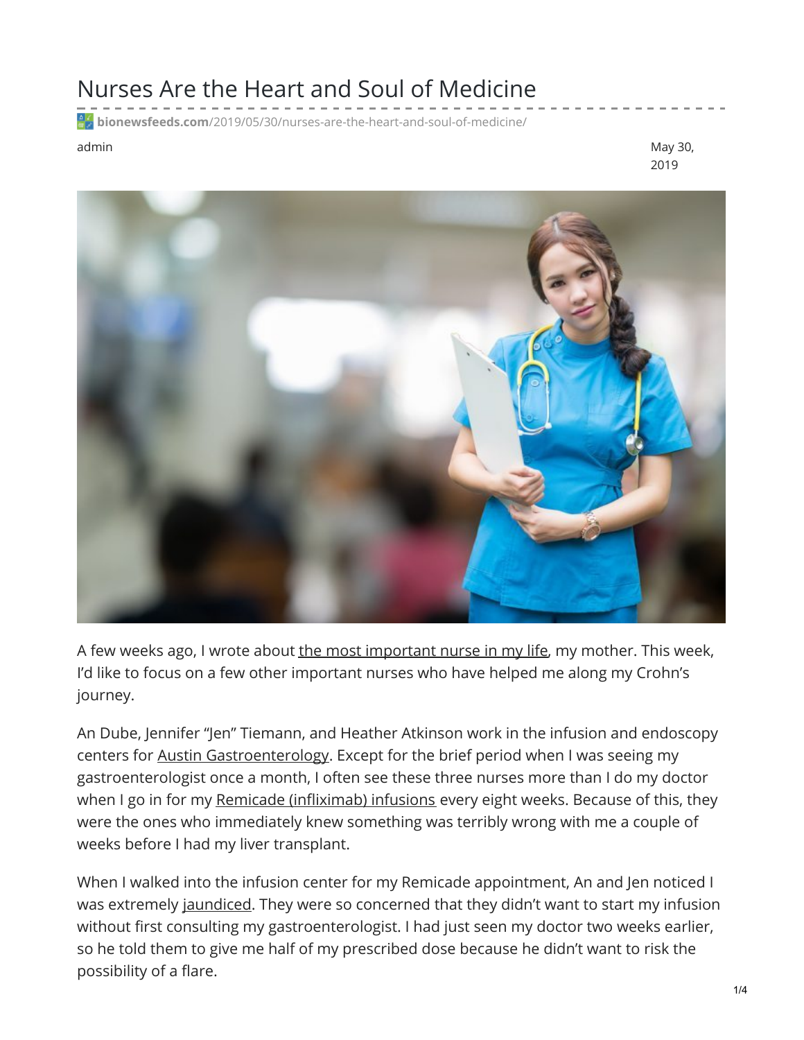# Nurses Are the Heart and Soul of Medicine

**bionewsfeeds.com**/2019/05/30/nurses-are-the-heart-and-soul-of-medicine/

admin

May 30, 2019

A few weeks ago, I wrote about the most important nurse in my life, my mother. This week, I'd like to focus on a few other important nurses who have helped me along my Crohn's journey.

An Dube, Jennifer "Jen" Tiemann, and Heather Atkinson work in the infusion and endoscopy centers for Austin Gastroenterology. Except for the brief period when I was seeing my gastroenterologist once a month, I often see these three nurses more than I do my doctor when I go in for my Remicade (infliximab) infusions every eight weeks. Because of this, they were the ones who immediately knew something was terribly wrong with me a couple of weeks before I had my liver transplant.

When I walked into the infusion center for my Remicade appointment, An and Jen noticed I was extremely jaundiced. They were so concerned that they didn't want to start my infusion without first consulting my gastroenterologist. I had just seen my doctor two weeks earlier, so he told them to give me half of my prescribed dose because he didn't want to risk the possibility of a flare.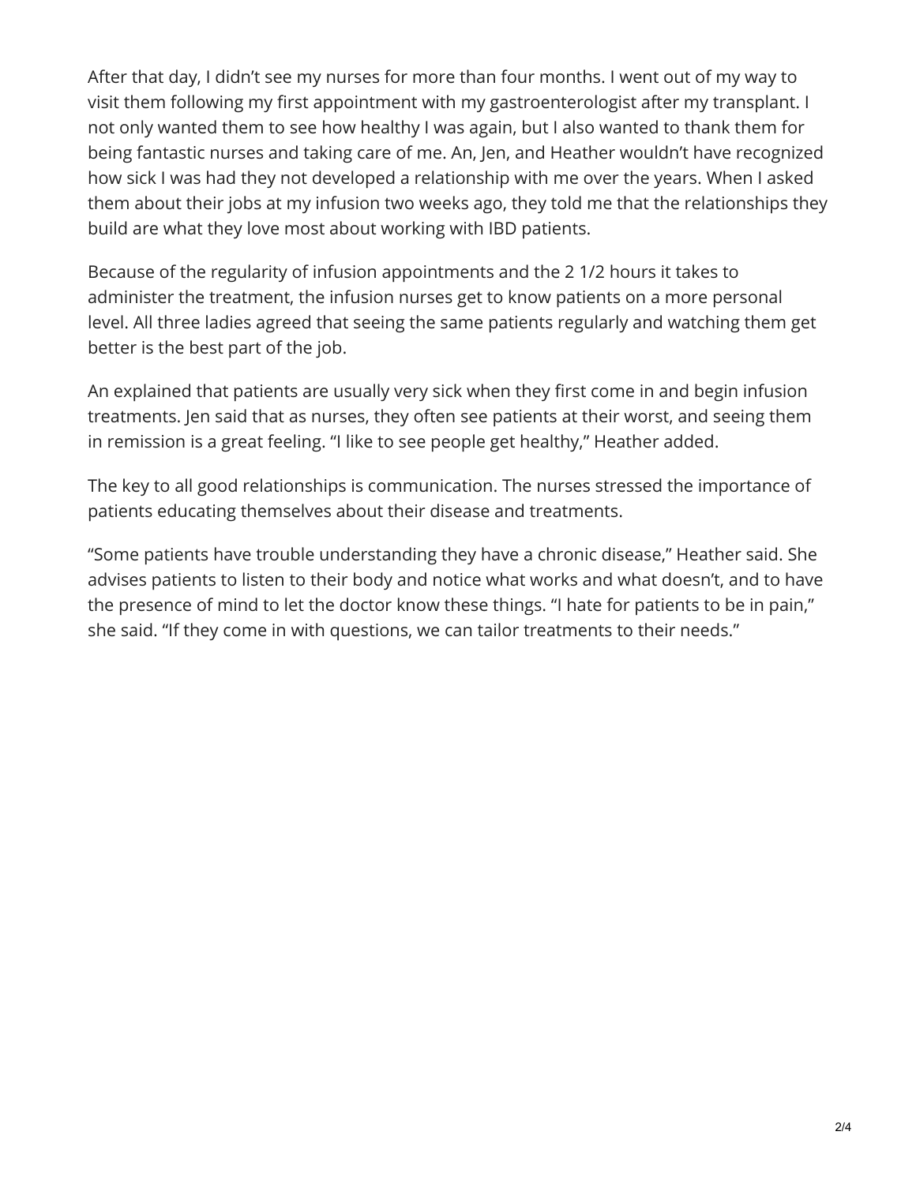After that day, I didn't see my nurses for more than four months. I went out of my way to visit them following my first appointment with my gastroenterologist after my transplant. I not only wanted them to see how healthy I was again, but I also wanted to thank them for being fantastic nurses and taking care of me. An, Jen, and Heather wouldn't have recognized how sick I was had they not developed a relationship with me over the years. When I asked them about their jobs at my infusion two weeks ago, they told me that the relationships they build are what they love most about working with IBD patients.

Because of the regularity of infusion appointments and the 2 1/2 hours it takes to administer the treatment, the infusion nurses get to know patients on a more personal level. All three ladies agreed that seeing the same patients regularly and watching them get better is the best part of the job.

An explained that patients are usually very sick when they first come in and begin infusion treatments. Jen said that as nurses, they often see patients at their worst, and seeing them in remission is a great feeling. "I like to see people get healthy," Heather added.

The key to all good relationships is communication. The nurses stressed the importance of patients educating themselves about their disease and treatments.

"Some patients have trouble understanding they have a chronic disease," Heather said. She advises patients to listen to their body and notice what works and what doesn't, and to have the presence of mind to let the doctor know these things. "I hate for patients to be in pain," she said. "If they come in with questions, we can tailor treatments to their needs."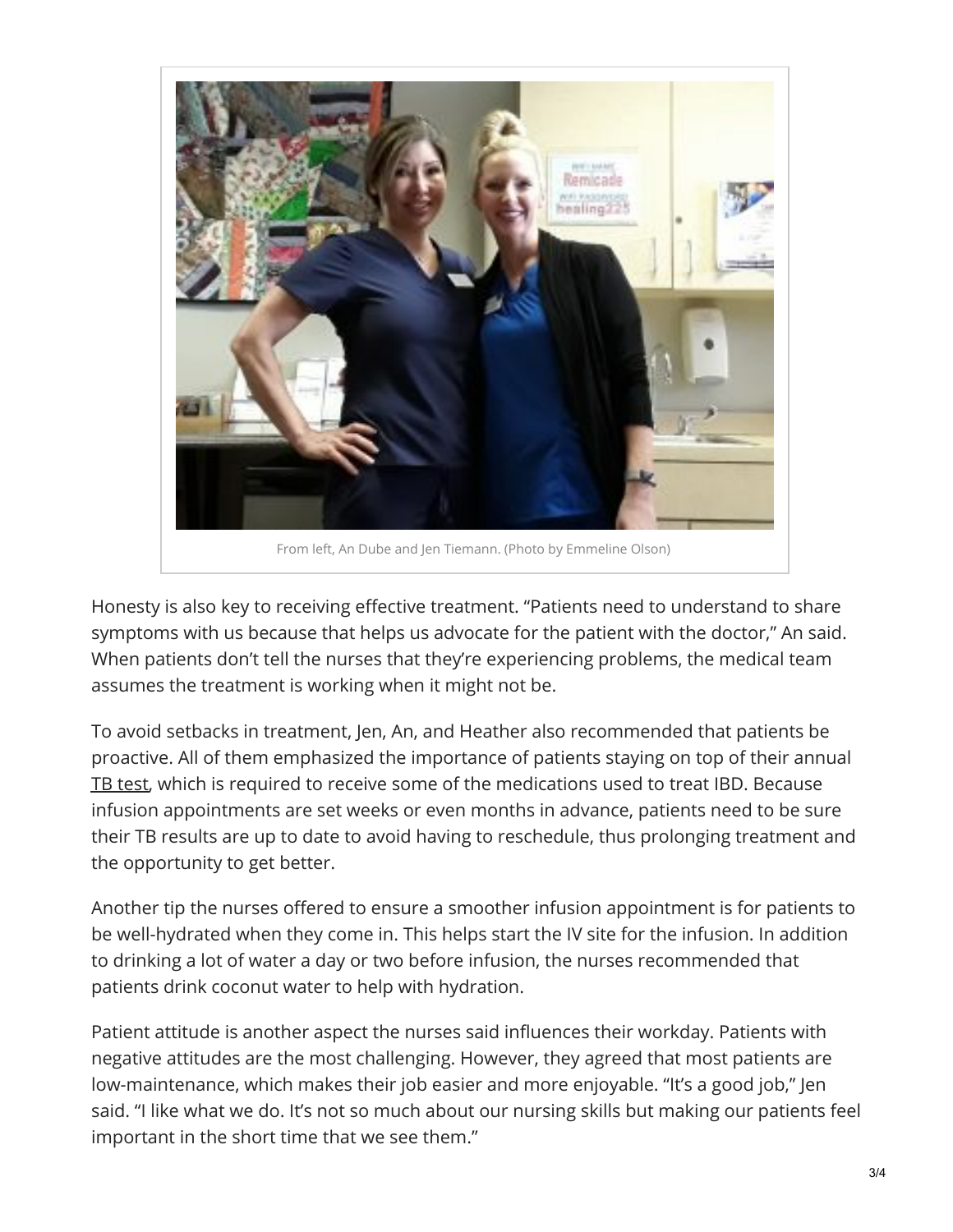From left, An Dube and Jen Tiemann. (Photo by Emmeline Olson)

Honesty is also key to receiving effective treatment. "Patients need to understand to share symptoms with us because that helps us advocate for the patient with the doctor," An said. When patients don't tell the nurses that they're experiencing problems, the medical team assumes the treatment is working when it might not be.

To avoid setbacks in treatment, Jen, An, and Heather also recommended that patients be proactive. All of them emphasized the importance of patients staying on top of their annual TB test, which is required to receive some of the medications used to treat IBD. Because infusion appointments are set weeks or even months in advance, patients need to be sure their TB results are up to date to avoid having to reschedule, thus prolonging treatment and the opportunity to get better.

Another tip the nurses offered to ensure a smoother infusion appointment is for patients to be well-hydrated when they come in. This helps start the IV site for the infusion. In addition to drinking a lot of water a day or two before infusion, the nurses recommended that patients drink coconut water to help with hydration.

Patient attitude is another aspect the nurses said influences their workday. Patients with negative attitudes are the most challenging. However, they agreed that most patients are low-maintenance, which makes their job easier and more enjoyable. "It's a good job," Jen said. "I like what we do. It's not so much about our nursing skills but making our patients feel important in the short time that we see them."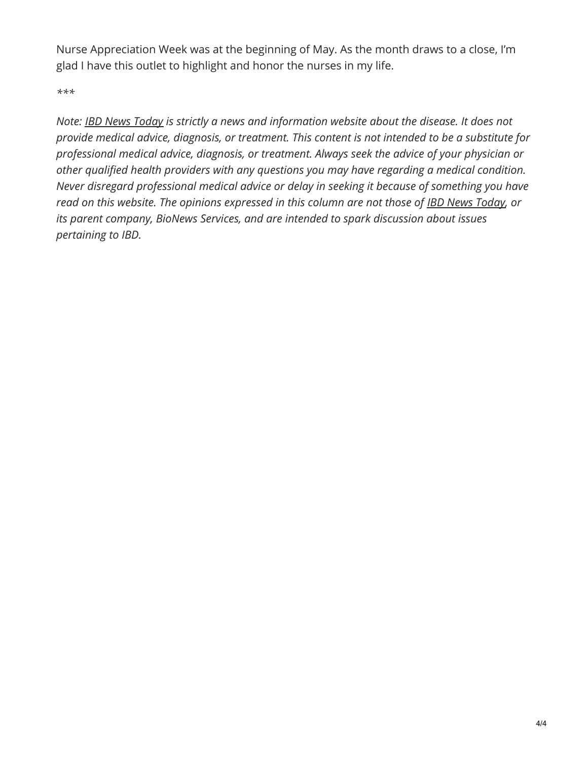Nurse Appreciation Week was at the beginning of May. As the month draws to a close, I'm glad I have this outlet to highlight and honor the nurses in my life.

*\*\*\**

*Note: [IBD News Today] is strictly a news and information website about the disease. It does not provide medical advice, diagnosis, or treatment. This content is not intended to be a substitute for professional medical advice, diagnosis, or treatment. Always seek the advice of your physician or other qualified health providers with any questions you may have regarding a medical condition. Never disregard professional medical advice or delay in seeking it because of something you have read on this website. The opinions expressed in this column are not those of IBD News Today, or its parent company, BioNews Services, and are intended to spark discussion about issues pertaining to IBD.*